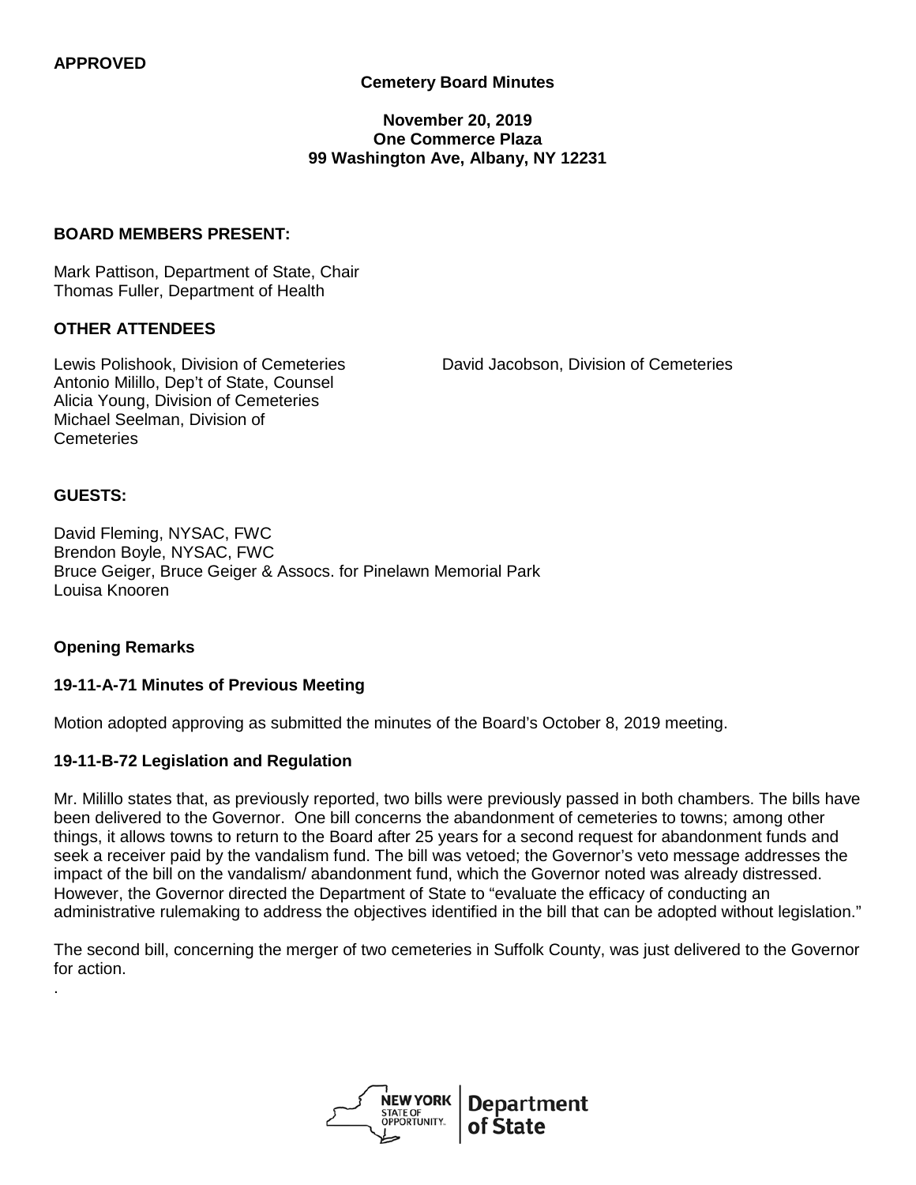**APPROVED**

**Cemetery Board Minutes**

**November 20, 2019**
**One Commerce Plaza**
**99 Washington Ave, Albany, NY 12231**

**BOARD MEMBERS PRESENT:**

Mark Pattison, Department of State, Chair
Thomas Fuller, Department of Health

**OTHER ATTENDEES**

Lewis Polishook, Division of Cemeteries
Antonio Milillo, Dep't of State, Counsel
Alicia Young, Division of Cemeteries
Michael Seelman, Division of Cemeteries
David Jacobson, Division of Cemeteries

**GUESTS:**

David Fleming, NYSAC, FWC
Brendon Boyle, NYSAC, FWC
Bruce Geiger, Bruce Geiger & Assocs. for Pinelawn Memorial Park
Louisa Knooren

**Opening Remarks**

**19-11-A-71 Minutes of Previous Meeting**

Motion adopted approving as submitted the minutes of the Board's October 8, 2019 meeting.

**19-11-B-72 Legislation and Regulation**

Mr. Milillo states that, as previously reported, two bills were previously passed in both chambers. The bills have been delivered to the Governor. One bill concerns the abandonment of cemeteries to towns; among other things, it allows towns to return to the Board after 25 years for a second request for abandonment funds and seek a receiver paid by the vandalism fund. The bill was vetoed; the Governor's veto message addresses the impact of the bill on the vandalism/ abandonment fund, which the Governor noted was already distressed. However, the Governor directed the Department of State to "evaluate the efficacy of conducting an administrative rulemaking to address the objectives identified in the bill that can be adopted without legislation."

The second bill, concerning the merger of two cemeteries in Suffolk County, was just delivered to the Governor for action.

.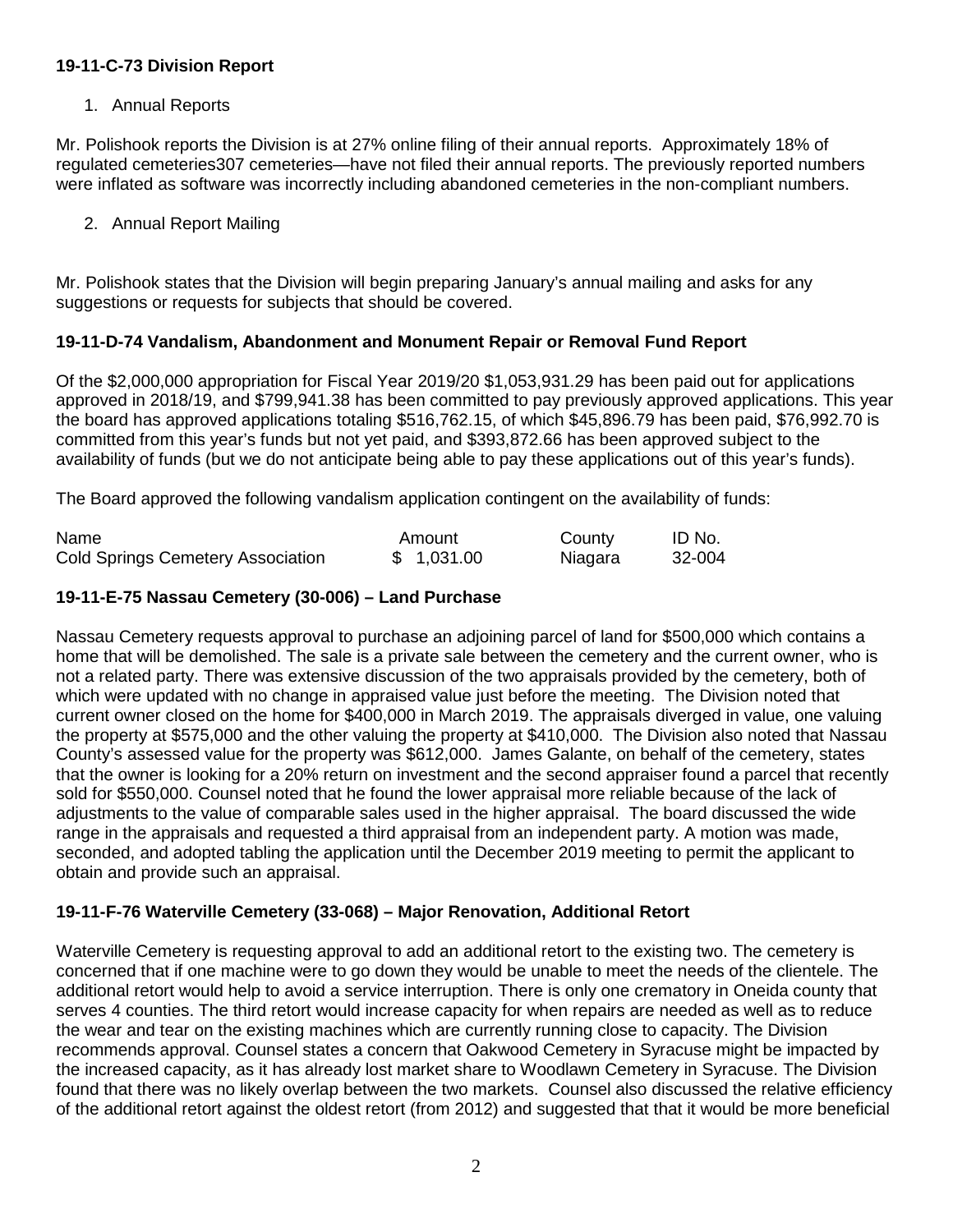**19-11-C-73 Division Report**

1. Annual Reports

Mr. Polishook reports the Division is at 27% online filing of their annual reports. Approximately 18% of regulated cemeteries307 cemeteries—have not filed their annual reports. The previously reported numbers were inflated as software was incorrectly including abandoned cemeteries in the non-compliant numbers.

2. Annual Report Mailing

Mr. Polishook states that the Division will begin preparing January's annual mailing and asks for any suggestions or requests for subjects that should be covered.

**19-11-D-74 Vandalism, Abandonment and Monument Repair or Removal Fund Report**

Of the $2,000,000 appropriation for Fiscal Year 2019/20 $1,053,931.29 has been paid out for applications approved in 2018/19, and $799,941.38 has been committed to pay previously approved applications. This year the board has approved applications totaling $516,762.15, of which $45,896.79 has been paid, $76,992.70 is committed from this year's funds but not yet paid, and $393,872.66 has been approved subject to the availability of funds (but we do not anticipate being able to pay these applications out of this year's funds).

The Board approved the following vandalism application contingent on the availability of funds:

| Name | Amount | County | ID No. |
|---|---|---|---|
| Cold Springs Cemetery Association | $ 1,031.00 | Niagara | 32-004 |

**19-11-E-75 Nassau Cemetery (30-006) – Land Purchase**

Nassau Cemetery requests approval to purchase an adjoining parcel of land for $500,000 which contains a home that will be demolished. The sale is a private sale between the cemetery and the current owner, who is not a related party. There was extensive discussion of the two appraisals provided by the cemetery, both of which were updated with no change in appraised value just before the meeting. The Division noted that current owner closed on the home for $400,000 in March 2019. The appraisals diverged in value, one valuing the property at $575,000 and the other valuing the property at $410,000. The Division also noted that Nassau County's assessed value for the property was $612,000. James Galante, on behalf of the cemetery, states that the owner is looking for a 20% return on investment and the second appraiser found a parcel that recently sold for $550,000. Counsel noted that he found the lower appraisal more reliable because of the lack of adjustments to the value of comparable sales used in the higher appraisal. The board discussed the wide range in the appraisals and requested a third appraisal from an independent party. A motion was made, seconded, and adopted tabling the application until the December 2019 meeting to permit the applicant to obtain and provide such an appraisal.

**19-11-F-76 Waterville Cemetery (33-068) – Major Renovation, Additional Retort**

Waterville Cemetery is requesting approval to add an additional retort to the existing two. The cemetery is concerned that if one machine were to go down they would be unable to meet the needs of the clientele. The additional retort would help to avoid a service interruption. There is only one crematory in Oneida county that serves 4 counties. The third retort would increase capacity for when repairs are needed as well as to reduce the wear and tear on the existing machines which are currently running close to capacity. The Division recommends approval. Counsel states a concern that Oakwood Cemetery in Syracuse might be impacted by the increased capacity, as it has already lost market share to Woodlawn Cemetery in Syracuse. The Division found that there was no likely overlap between the two markets. Counsel also discussed the relative efficiency of the additional retort against the oldest retort (from 2012) and suggested that that it would be more beneficial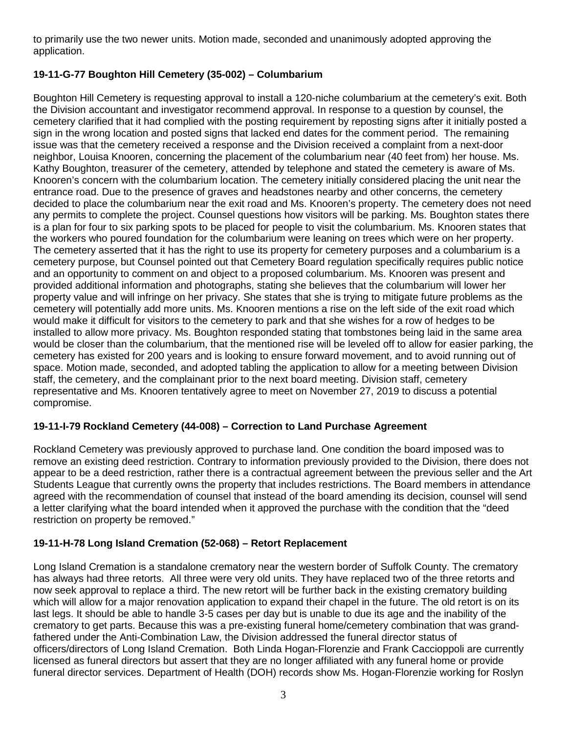to primarily use the two newer units. Motion made, seconded and unanimously adopted approving the application.

### 19-11-G-77 Boughton Hill Cemetery (35-002) – Columbarium

Boughton Hill Cemetery is requesting approval to install a 120-niche columbarium at the cemetery's exit. Both the Division accountant and investigator recommend approval. In response to a question by counsel, the cemetery clarified that it had complied with the posting requirement by reposting signs after it initially posted a sign in the wrong location and posted signs that lacked end dates for the comment period. The remaining issue was that the cemetery received a response and the Division received a complaint from a next-door neighbor, Louisa Knooren, concerning the placement of the columbarium near (40 feet from) her house. Ms. Kathy Boughton, treasurer of the cemetery, attended by telephone and stated the cemetery is aware of Ms. Knooren's concern with the columbarium location. The cemetery initially considered placing the unit near the entrance road. Due to the presence of graves and headstones nearby and other concerns, the cemetery decided to place the columbarium near the exit road and Ms. Knooren's property. The cemetery does not need any permits to complete the project. Counsel questions how visitors will be parking. Ms. Boughton states there is a plan for four to six parking spots to be placed for people to visit the columbarium. Ms. Knooren states that the workers who poured foundation for the columbarium were leaning on trees which were on her property. The cemetery asserted that it has the right to use its property for cemetery purposes and a columbarium is a cemetery purpose, but Counsel pointed out that Cemetery Board regulation specifically requires public notice and an opportunity to comment on and object to a proposed columbarium. Ms. Knooren was present and provided additional information and photographs, stating she believes that the columbarium will lower her property value and will infringe on her privacy. She states that she is trying to mitigate future problems as the cemetery will potentially add more units. Ms. Knooren mentions a rise on the left side of the exit road which would make it difficult for visitors to the cemetery to park and that she wishes for a row of hedges to be installed to allow more privacy. Ms. Boughton responded stating that tombstones being laid in the same area would be closer than the columbarium, that the mentioned rise will be leveled off to allow for easier parking, the cemetery has existed for 200 years and is looking to ensure forward movement, and to avoid running out of space. Motion made, seconded, and adopted tabling the application to allow for a meeting between Division staff, the cemetery, and the complainant prior to the next board meeting. Division staff, cemetery representative and Ms. Knooren tentatively agree to meet on November 27, 2019 to discuss a potential compromise.

### 19-11-I-79 Rockland Cemetery (44-008) – Correction to Land Purchase Agreement

Rockland Cemetery was previously approved to purchase land. One condition the board imposed was to remove an existing deed restriction. Contrary to information previously provided to the Division, there does not appear to be a deed restriction, rather there is a contractual agreement between the previous seller and the Art Students League that currently owns the property that includes restrictions. The Board members in attendance agreed with the recommendation of counsel that instead of the board amending its decision, counsel will send a letter clarifying what the board intended when it approved the purchase with the condition that the "deed restriction on property be removed."

### 19-11-H-78 Long Island Cremation (52-068) – Retort Replacement

Long Island Cremation is a standalone crematory near the western border of Suffolk County. The crematory has always had three retorts. All three were very old units. They have replaced two of the three retorts and now seek approval to replace a third. The new retort will be further back in the existing crematory building which will allow for a major renovation application to expand their chapel in the future. The old retort is on its last legs. It should be able to handle 3-5 cases per day but is unable to due its age and the inability of the crematory to get parts. Because this was a pre-existing funeral home/cemetery combination that was grand-fathered under the Anti-Combination Law, the Division addressed the funeral director status of officers/directors of Long Island Cremation. Both Linda Hogan-Florenzie and Frank Caccioppoli are currently licensed as funeral directors but assert that they are no longer affiliated with any funeral home or provide funeral director services. Department of Health (DOH) records show Ms. Hogan-Florenzie working for Roslyn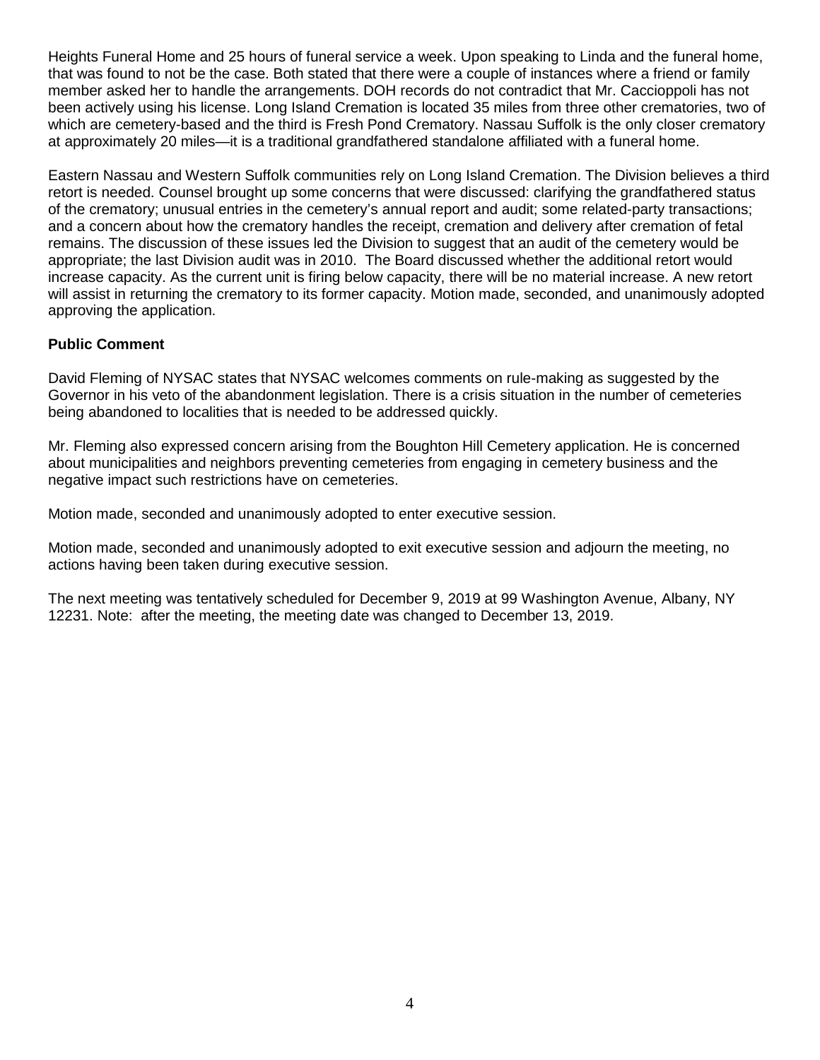Heights Funeral Home and 25 hours of funeral service a week. Upon speaking to Linda and the funeral home, that was found to not be the case. Both stated that there were a couple of instances where a friend or family member asked her to handle the arrangements. DOH records do not contradict that Mr. Caccioppoli has not been actively using his license. Long Island Cremation is located 35 miles from three other crematories, two of which are cemetery-based and the third is Fresh Pond Crematory. Nassau Suffolk is the only closer crematory at approximately 20 miles—it is a traditional grandfathered standalone affiliated with a funeral home.

Eastern Nassau and Western Suffolk communities rely on Long Island Cremation. The Division believes a third retort is needed. Counsel brought up some concerns that were discussed: clarifying the grandfathered status of the crematory; unusual entries in the cemetery's annual report and audit; some related-party transactions; and a concern about how the crematory handles the receipt, cremation and delivery after cremation of fetal remains. The discussion of these issues led the Division to suggest that an audit of the cemetery would be appropriate; the last Division audit was in 2010. The Board discussed whether the additional retort would increase capacity. As the current unit is firing below capacity, there will be no material increase. A new retort will assist in returning the crematory to its former capacity. Motion made, seconded, and unanimously adopted approving the application.

**Public Comment**

David Fleming of NYSAC states that NYSAC welcomes comments on rule-making as suggested by the Governor in his veto of the abandonment legislation. There is a crisis situation in the number of cemeteries being abandoned to localities that is needed to be addressed quickly.

Mr. Fleming also expressed concern arising from the Boughton Hill Cemetery application. He is concerned about municipalities and neighbors preventing cemeteries from engaging in cemetery business and the negative impact such restrictions have on cemeteries.

Motion made, seconded and unanimously adopted to enter executive session.

Motion made, seconded and unanimously adopted to exit executive session and adjourn the meeting, no actions having been taken during executive session.

The next meeting was tentatively scheduled for December 9, 2019 at 99 Washington Avenue, Albany, NY 12231. Note: after the meeting, the meeting date was changed to December 13, 2019.